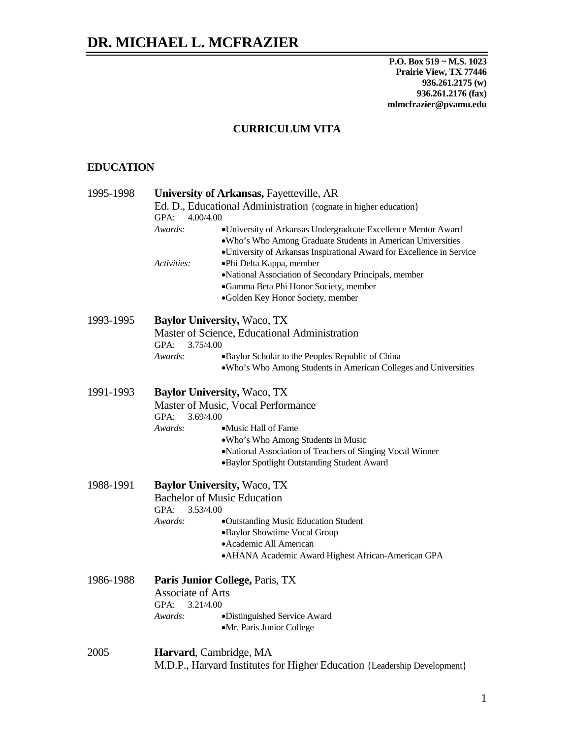# DR. MICHAEL L. MCFRAZIER

**P.O. Box 519 ~ M.S. 1023**
**Prairie View, TX 77446**
**936.261.2175 (w)**
**936.261.2176 (fax)**
**mlmcfrazier@pvamu.edu**

## CURRICULUM VITA

### EDUCATION

**1995-1998** **University of Arkansas,** Fayetteville, AR
Ed. D., Educational Administration {cognate in higher education}
GPA: 4.00/4.00
*Awards:*
- University of Arkansas Undergraduate Excellence Mentor Award
- Who's Who Among Graduate Students in American Universities
- University of Arkansas Inspirational Award for Excellence in Service

*Activities:*
- Phi Delta Kappa, member
- National Association of Secondary Principals, member
- Gamma Beta Phi Honor Society, member
- Golden Key Honor Society, member

**1993-1995** **Baylor University,** Waco, TX
Master of Science, Educational Administration
GPA: 3.75/4.00
*Awards:*
- Baylor Scholar to the Peoples Republic of China
- Who's Who Among Students in American Colleges and Universities

**1991-1993** **Baylor University,** Waco, TX
Master of Music, Vocal Performance
GPA: 3.69/4.00
*Awards:*
- Music Hall of Fame
- Who's Who Among Students in Music
- National Association of Teachers of Singing Vocal Winner
- Baylor Spotlight Outstanding Student Award

**1988-1991** **Baylor University,** Waco, TX
Bachelor of Music Education
GPA: 3.53/4.00
*Awards:*
- Outstanding Music Education Student
- Baylor Showtime Vocal Group
- Academic All American
- AHANA Academic Award Highest African-American GPA

**1986-1988** **Paris Junior College,** Paris, TX
Associate of Arts
GPA: 3.21/4.00
*Awards:*
- Distinguished Service Award
- Mr. Paris Junior College

**2005** **Harvard**, Cambridge, MA
M.D.P., Harvard Institutes for Higher Education {Leadership Development}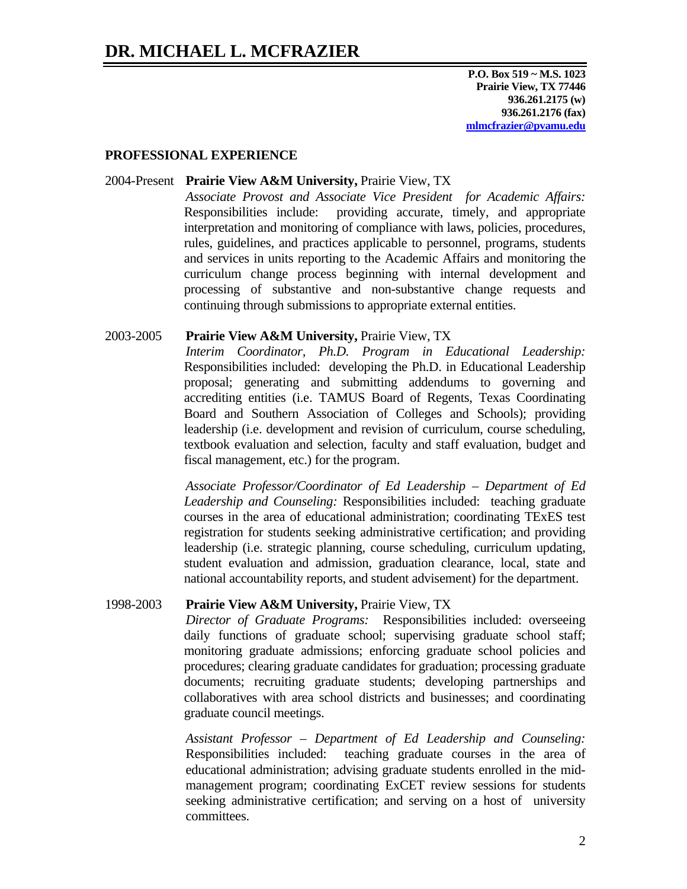# DR. MICHAEL L. MCFRAZIER

**P.O. Box 519 ~ M.S. 1023**
**Prairie View, TX 77446**
**936.261.2175 (w)**
**936.261.2176 (fax)**
**mlmcfrazier@pvamu.edu**

**PROFESSIONAL EXPERIENCE**

2004-Present **Prairie View A&M University,** Prairie View, TX

*Associate Provost and Associate Vice President for Academic Affairs:* Responsibilities include: providing accurate, timely, and appropriate interpretation and monitoring of compliance with laws, policies, procedures, rules, guidelines, and practices applicable to personnel, programs, students and services in units reporting to the Academic Affairs and monitoring the curriculum change process beginning with internal development and processing of substantive and non-substantive change requests and continuing through submissions to appropriate external entities.

2003-2005 **Prairie View A&M University,** Prairie View, TX

*Interim Coordinator, Ph.D. Program in Educational Leadership:* Responsibilities included: developing the Ph.D. in Educational Leadership proposal; generating and submitting addendums to governing and accrediting entities (i.e. TAMUS Board of Regents, Texas Coordinating Board and Southern Association of Colleges and Schools); providing leadership (i.e. development and revision of curriculum, course scheduling, textbook evaluation and selection, faculty and staff evaluation, budget and fiscal management, etc.) for the program.

*Associate Professor/Coordinator of Ed Leadership – Department of Ed Leadership and Counseling:* Responsibilities included: teaching graduate courses in the area of educational administration; coordinating TExES test registration for students seeking administrative certification; and providing leadership (i.e. strategic planning, course scheduling, curriculum updating, student evaluation and admission, graduation clearance, local, state and national accountability reports, and student advisement) for the department.

1998-2003 **Prairie View A&M University,** Prairie View, TX

*Director of Graduate Programs:* Responsibilities included: overseeing daily functions of graduate school; supervising graduate school staff; monitoring graduate admissions; enforcing graduate school policies and procedures; clearing graduate candidates for graduation; processing graduate documents; recruiting graduate students; developing partnerships and collaboratives with area school districts and businesses; and coordinating graduate council meetings.

*Assistant Professor – Department of Ed Leadership and Counseling:* Responsibilities included: teaching graduate courses in the area of educational administration; advising graduate students enrolled in the mid-management program; coordinating ExCET review sessions for students seeking administrative certification; and serving on a host of university committees.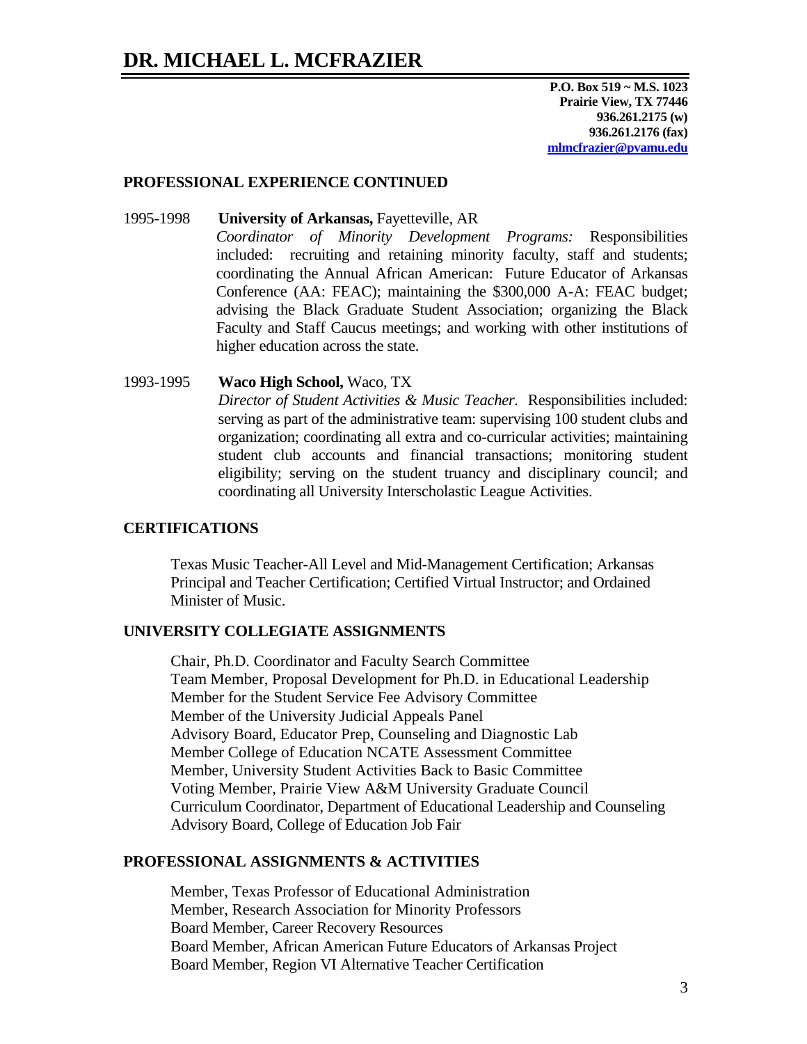# DR. MICHAEL L. MCFRAZIER

**P.O. Box 519 ~ M.S. 1023**
**Prairie View, TX 77446**
**936.261.2175 (w)**
**936.261.2176 (fax)**
**mlmcfrazier@pvamu.edu**

## PROFESSIONAL EXPERIENCE CONTINUED

1995-1998 **University of Arkansas,** Fayetteville, AR
*Coordinator of Minority Development Programs:* Responsibilities included: recruiting and retaining minority faculty, staff and students; coordinating the Annual African American: Future Educator of Arkansas Conference (AA: FEAC); maintaining the $300,000 A-A: FEAC budget; advising the Black Graduate Student Association; organizing the Black Faculty and Staff Caucus meetings; and working with other institutions of higher education across the state.

1993-1995 **Waco High School,** Waco, TX
*Director of Student Activities & Music Teacher.* Responsibilities included: serving as part of the administrative team: supervising 100 student clubs and organization; coordinating all extra and co-curricular activities; maintaining student club accounts and financial transactions; monitoring student eligibility; serving on the student truancy and disciplinary council; and coordinating all University Interscholastic League Activities.

## CERTIFICATIONS

Texas Music Teacher-All Level and Mid-Management Certification; Arkansas Principal and Teacher Certification; Certified Virtual Instructor; and Ordained Minister of Music.

## UNIVERSITY COLLEGIATE ASSIGNMENTS

Chair, Ph.D. Coordinator and Faculty Search Committee
Team Member, Proposal Development for Ph.D. in Educational Leadership
Member for the Student Service Fee Advisory Committee
Member of the University Judicial Appeals Panel
Advisory Board, Educator Prep, Counseling and Diagnostic Lab
Member College of Education NCATE Assessment Committee
Member, University Student Activities Back to Basic Committee
Voting Member, Prairie View A&M University Graduate Council
Curriculum Coordinator, Department of Educational Leadership and Counseling
Advisory Board, College of Education Job Fair

## PROFESSIONAL ASSIGNMENTS & ACTIVITIES

Member, Texas Professor of Educational Administration
Member, Research Association for Minority Professors
Board Member, Career Recovery Resources
Board Member, African American Future Educators of Arkansas Project
Board Member, Region VI Alternative Teacher Certification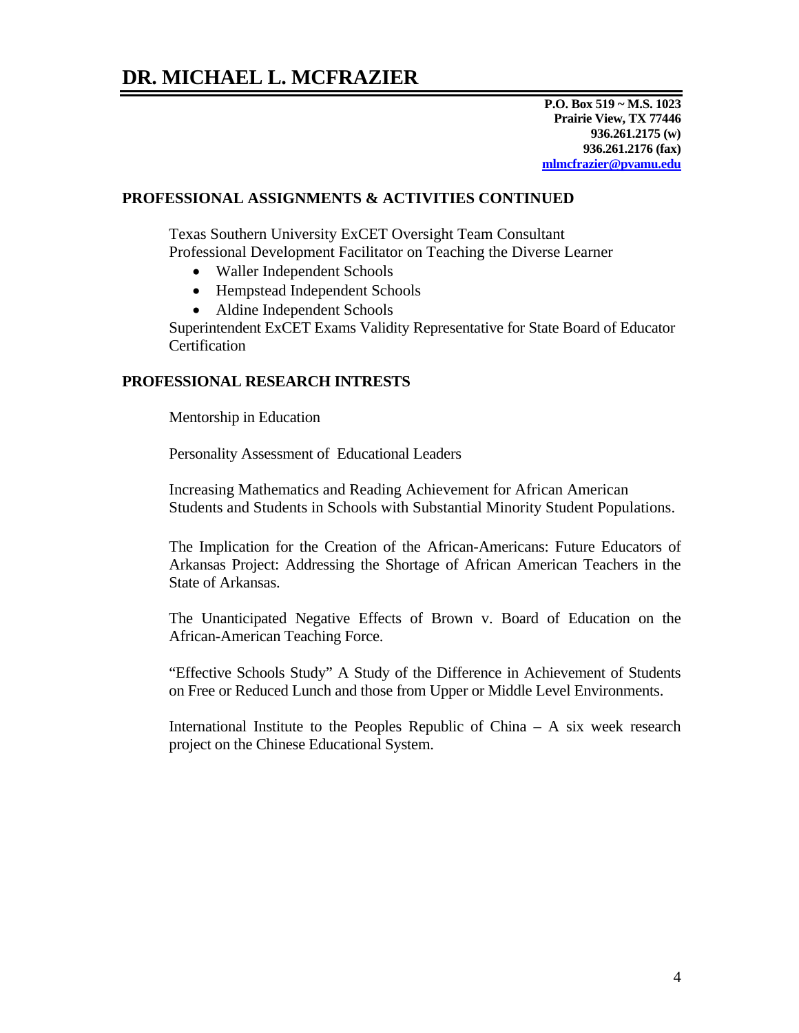# DR. MICHAEL L. MCFRAZIER

**P.O. Box 519 ~ M.S. 1023**
**Prairie View, TX 77446**
**936.261.2175 (w)**
**936.261.2176 (fax)**
**mlmcfrazier@pvamu.edu**

## PROFESSIONAL ASSIGNMENTS & ACTIVITIES CONTINUED

Texas Southern University ExCET Oversight Team Consultant
Professional Development Facilitator on Teaching the Diverse Learner

- Waller Independent Schools
- Hempstead Independent Schools
- Aldine Independent Schools

Superintendent ExCET Exams Validity Representative for State Board of Educator Certification

## PROFESSIONAL RESEARCH INTRESTS

Mentorship in Education

Personality Assessment of Educational Leaders

Increasing Mathematics and Reading Achievement for African American Students and Students in Schools with Substantial Minority Student Populations.

The Implication for the Creation of the African-Americans: Future Educators of Arkansas Project: Addressing the Shortage of African American Teachers in the State of Arkansas.

The Unanticipated Negative Effects of Brown v. Board of Education on the African-American Teaching Force.

"Effective Schools Study" A Study of the Difference in Achievement of Students on Free or Reduced Lunch and those from Upper or Middle Level Environments.

International Institute to the Peoples Republic of China – A six week research project on the Chinese Educational System.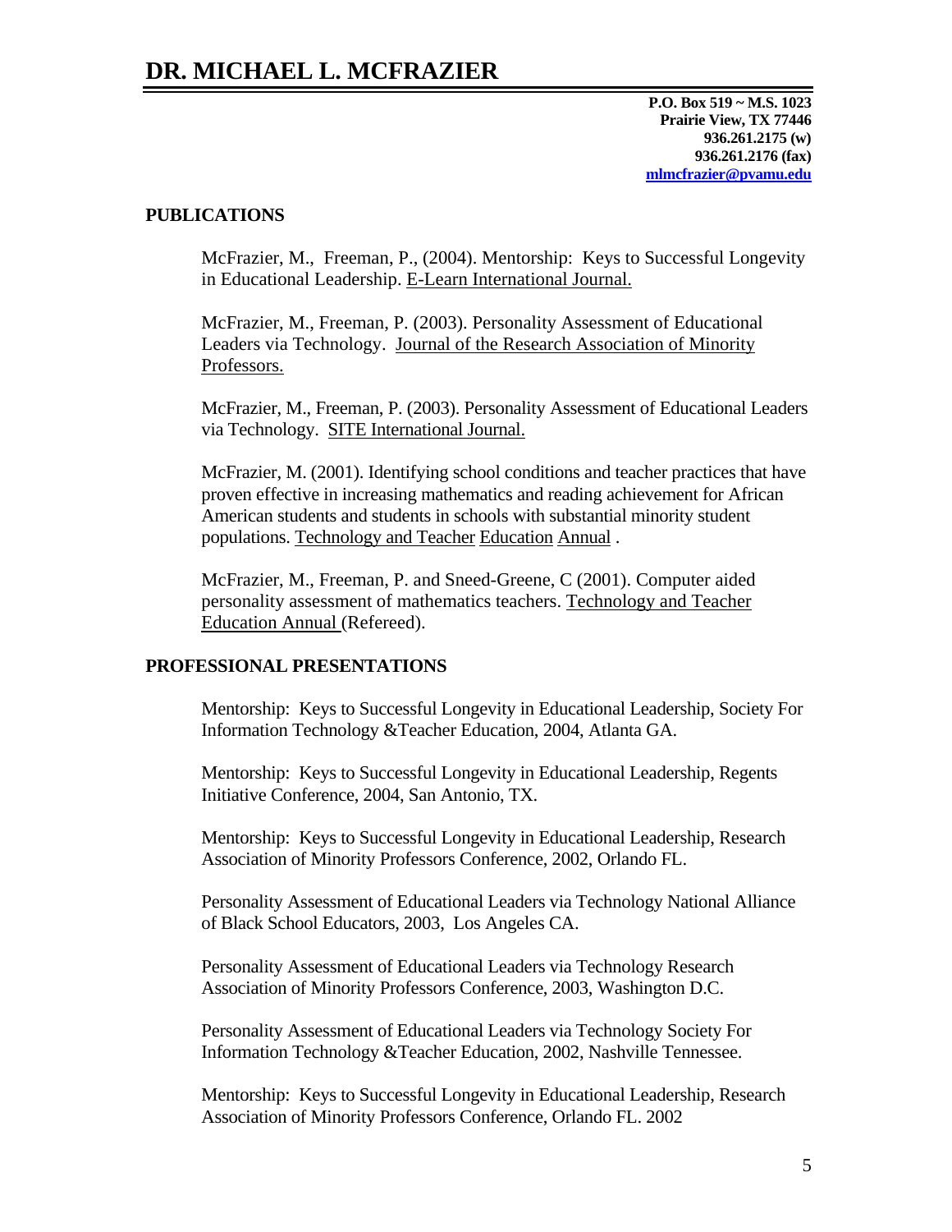# DR. MICHAEL L. MCFRAZIER

**P.O. Box 519 ~ M.S. 1023**
**Prairie View, TX 77446**
**936.261.2175 (w)**
**936.261.2176 (fax)**
**mlmcfrazier@pvamu.edu**

## PUBLICATIONS

McFrazier, M., Freeman, P., (2004). Mentorship: Keys to Successful Longevity in Educational Leadership. E-Learn International Journal.

McFrazier, M., Freeman, P. (2003). Personality Assessment of Educational Leaders via Technology. Journal of the Research Association of Minority Professors.

McFrazier, M., Freeman, P. (2003). Personality Assessment of Educational Leaders via Technology. SITE International Journal.

McFrazier, M. (2001). Identifying school conditions and teacher practices that have proven effective in increasing mathematics and reading achievement for African American students and students in schools with substantial minority student populations. Technology and Teacher Education Annual .

McFrazier, M., Freeman, P. and Sneed-Greene, C (2001). Computer aided personality assessment of mathematics teachers. Technology and Teacher Education Annual (Refereed).

## PROFESSIONAL PRESENTATIONS

Mentorship: Keys to Successful Longevity in Educational Leadership, Society For Information Technology &Teacher Education, 2004, Atlanta GA.

Mentorship: Keys to Successful Longevity in Educational Leadership, Regents Initiative Conference, 2004, San Antonio, TX.

Mentorship: Keys to Successful Longevity in Educational Leadership, Research Association of Minority Professors Conference, 2002, Orlando FL.

Personality Assessment of Educational Leaders via Technology National Alliance of Black School Educators, 2003, Los Angeles CA.

Personality Assessment of Educational Leaders via Technology Research Association of Minority Professors Conference, 2003, Washington D.C.

Personality Assessment of Educational Leaders via Technology Society For Information Technology &Teacher Education, 2002, Nashville Tennessee.

Mentorship: Keys to Successful Longevity in Educational Leadership, Research Association of Minority Professors Conference, Orlando FL. 2002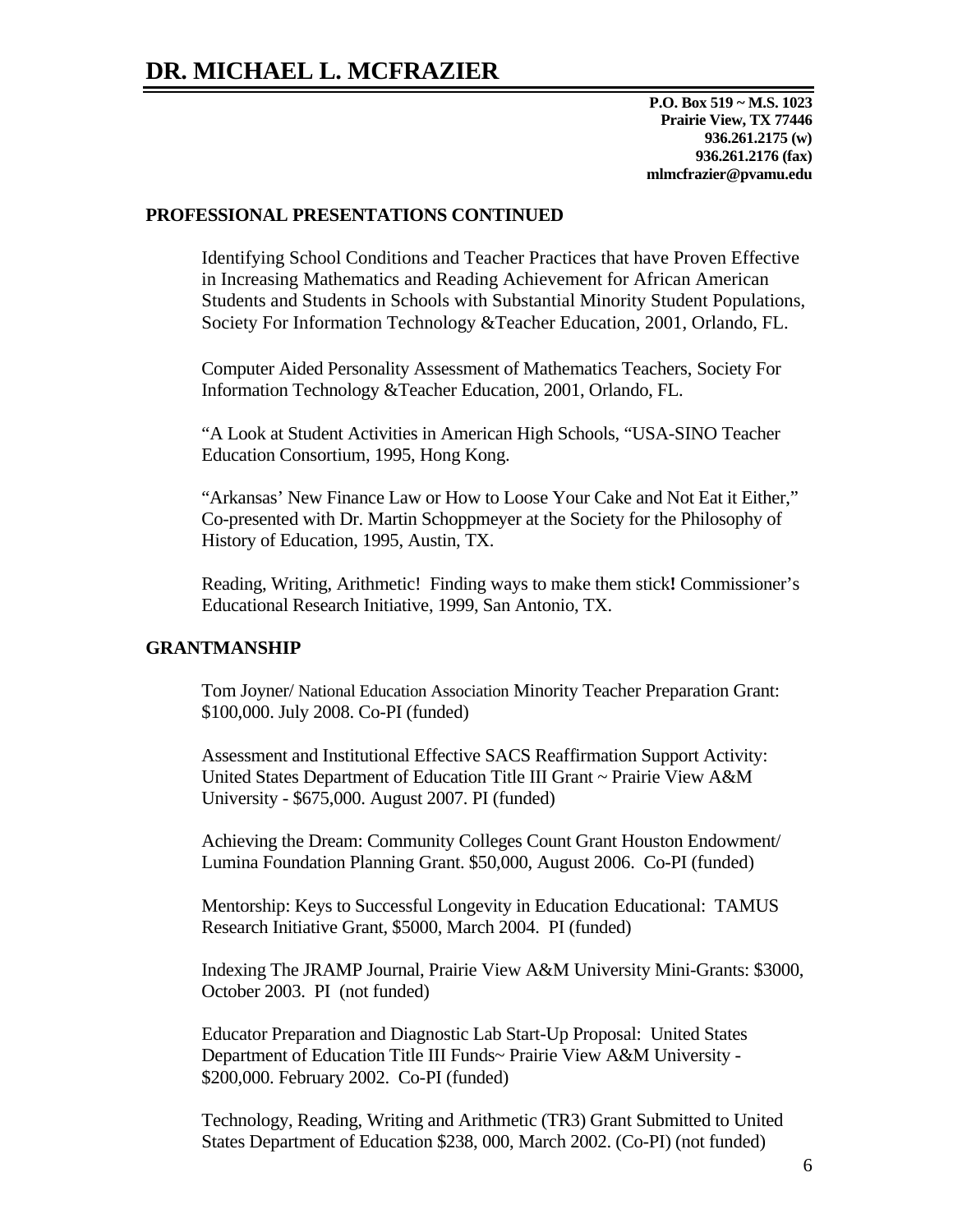# DR. MICHAEL L. MCFRAZIER

**P.O. Box 519 ~ M.S. 1023**
**Prairie View, TX 77446**
**936.261.2175 (w)**
**936.261.2176 (fax)**
**mlmcfrazier@pvamu.edu**

**PROFESSIONAL PRESENTATIONS CONTINUED**

Identifying School Conditions and Teacher Practices that have Proven Effective in Increasing Mathematics and Reading Achievement for African American Students and Students in Schools with Substantial Minority Student Populations, Society For Information Technology &Teacher Education, 2001, Orlando, FL.

Computer Aided Personality Assessment of Mathematics Teachers, Society For Information Technology &Teacher Education, 2001, Orlando, FL.

"A Look at Student Activities in American High Schools, "USA-SINO Teacher Education Consortium, 1995, Hong Kong.

"Arkansas' New Finance Law or How to Loose Your Cake and Not Eat it Either," Co-presented with Dr. Martin Schoppmeyer at the Society for the Philosophy of History of Education, 1995, Austin, TX.

Reading, Writing, Arithmetic! Finding ways to make them stick**!** Commissioner's Educational Research Initiative, 1999, San Antonio, TX.

**GRANTMANSHIP**

Tom Joyner/ National Education Association Minority Teacher Preparation Grant: $100,000. July 2008. Co-PI (funded)

Assessment and Institutional Effective SACS Reaffirmation Support Activity: United States Department of Education Title III Grant ~ Prairie View A&M University - $675,000. August 2007. PI (funded)

Achieving the Dream: Community Colleges Count Grant Houston Endowment/ Lumina Foundation Planning Grant. $50,000, August 2006. Co-PI (funded)

Mentorship: Keys to Successful Longevity in Education Educational: TAMUS Research Initiative Grant, $5000, March 2004. PI (funded)

Indexing The JRAMP Journal, Prairie View A&M University Mini-Grants: $3000, October 2003. PI (not funded)

Educator Preparation and Diagnostic Lab Start-Up Proposal: United States Department of Education Title III Funds~ Prairie View A&M University - $200,000. February 2002. Co-PI (funded)

Technology, Reading, Writing and Arithmetic (TR3) Grant Submitted to United States Department of Education $238, 000, March 2002. (Co-PI) (not funded)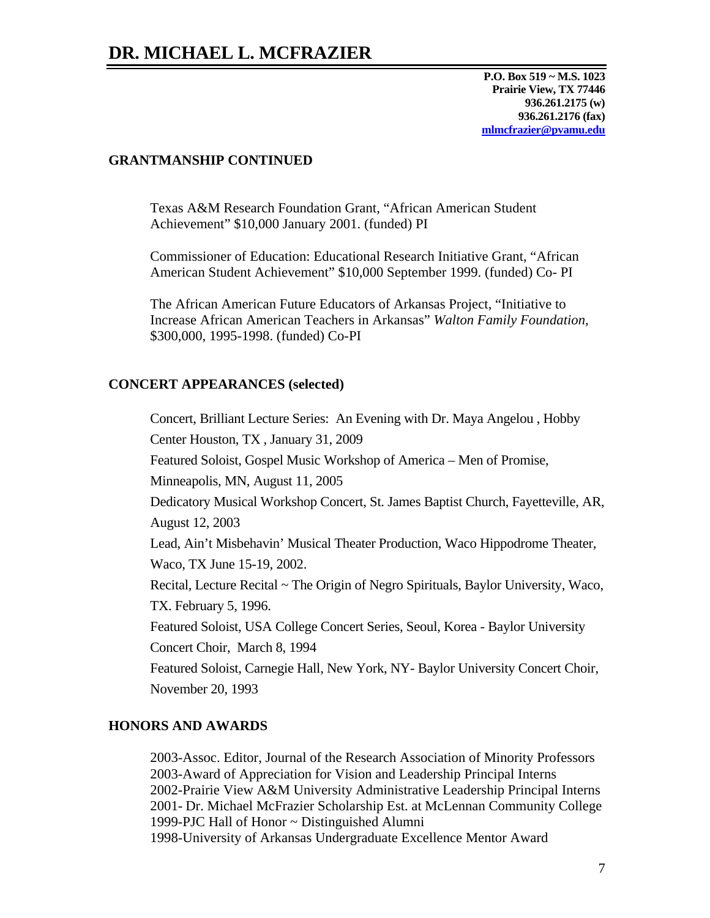## GRANTMANSHIP CONTINUED

Texas A&M Research Foundation Grant, "African American Student Achievement" $10,000 January 2001. (funded) PI

Commissioner of Education: Educational Research Initiative Grant, "African American Student Achievement" $10,000 September 1999. (funded) Co- PI

The African American Future Educators of Arkansas Project, "Initiative to Increase African American Teachers in Arkansas" *Walton Family Foundation*, $300,000, 1995-1998. (funded) Co-PI

## CONCERT APPEARANCES (selected)

Concert, Brilliant Lecture Series: An Evening with Dr. Maya Angelou , Hobby Center Houston, TX , January 31, 2009

Featured Soloist, Gospel Music Workshop of America – Men of Promise, Minneapolis, MN, August 11, 2005

Dedicatory Musical Workshop Concert, St. James Baptist Church, Fayetteville, AR, August 12, 2003

Lead, Ain't Misbehavin' Musical Theater Production, Waco Hippodrome Theater, Waco, TX June 15-19, 2002.

Recital, Lecture Recital ~ The Origin of Negro Spirituals, Baylor University, Waco, TX. February 5, 1996.

Featured Soloist, USA College Concert Series, Seoul, Korea - Baylor University Concert Choir, March 8, 1994

Featured Soloist, Carnegie Hall, New York, NY- Baylor University Concert Choir, November 20, 1993

## HONORS AND AWARDS

2003-Assoc. Editor, Journal of the Research Association of Minority Professors
2003-Award of Appreciation for Vision and Leadership Principal Interns
2002-Prairie View A&M University Administrative Leadership Principal Interns
2001- Dr. Michael McFrazier Scholarship Est. at McLennan Community College
1999-PJC Hall of Honor ~ Distinguished Alumni
1998-University of Arkansas Undergraduate Excellence Mentor Award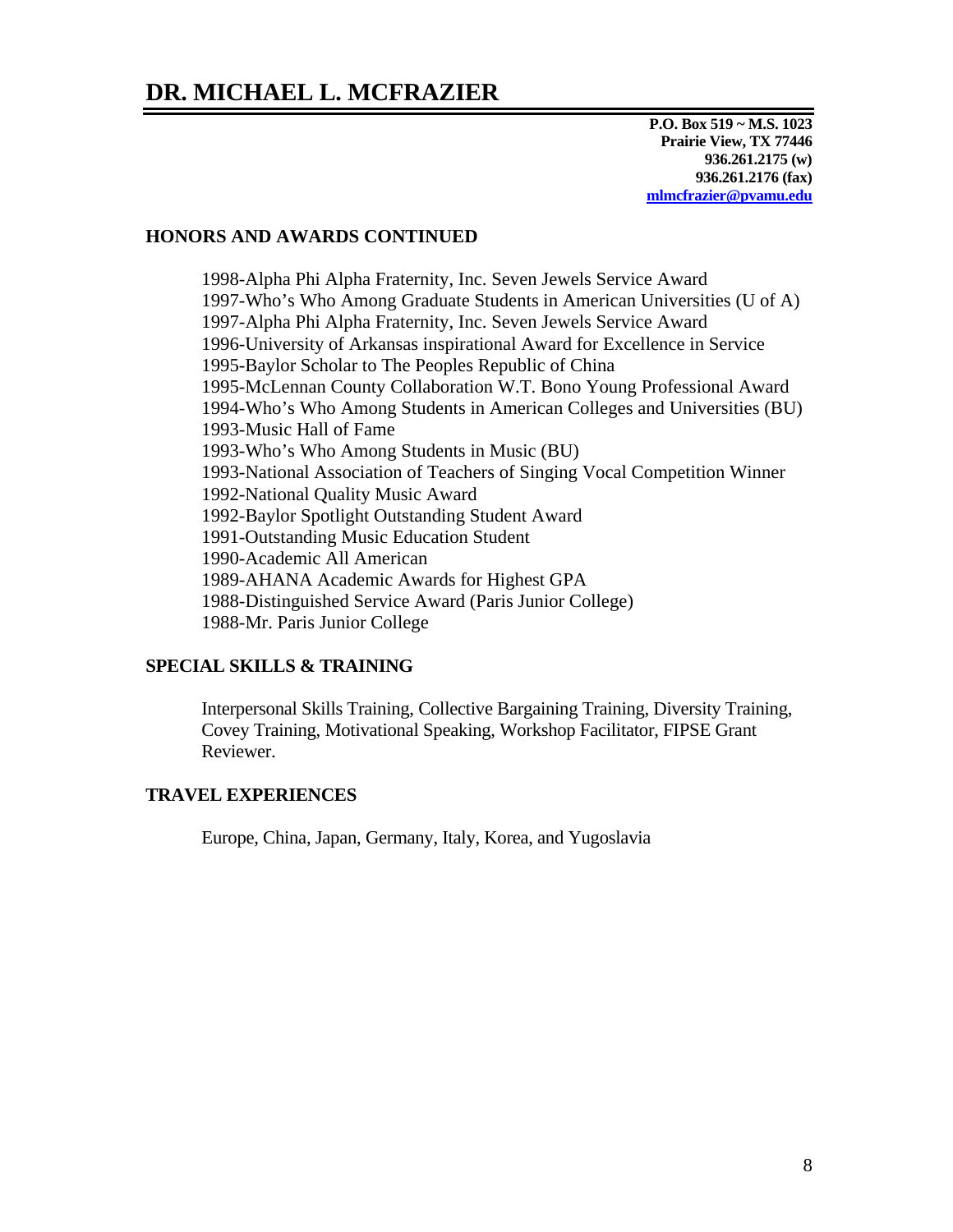# DR. MICHAEL L. MCFRAZIER

**P.O. Box 519 ~ M.S. 1023**
**Prairie View, TX 77446**
**936.261.2175 (w)**
**936.261.2176 (fax)**
**mlmcfrazier@pvamu.edu**

## HONORS AND AWARDS CONTINUED

1998-Alpha Phi Alpha Fraternity, Inc. Seven Jewels Service Award
1997-Who's Who Among Graduate Students in American Universities (U of A)
1997-Alpha Phi Alpha Fraternity, Inc. Seven Jewels Service Award
1996-University of Arkansas inspirational Award for Excellence in Service
1995-Baylor Scholar to The Peoples Republic of China
1995-McLennan County Collaboration W.T. Bono Young Professional Award
1994-Who's Who Among Students in American Colleges and Universities (BU)
1993-Music Hall of Fame
1993-Who's Who Among Students in Music (BU)
1993-National Association of Teachers of Singing Vocal Competition Winner
1992-National Quality Music Award
1992-Baylor Spotlight Outstanding Student Award
1991-Outstanding Music Education Student
1990-Academic All American
1989-AHANA Academic Awards for Highest GPA
1988-Distinguished Service Award (Paris Junior College)
1988-Mr. Paris Junior College

## SPECIAL SKILLS & TRAINING

Interpersonal Skills Training, Collective Bargaining Training, Diversity Training, Covey Training, Motivational Speaking, Workshop Facilitator, FIPSE Grant Reviewer.

## TRAVEL EXPERIENCES

Europe, China, Japan, Germany, Italy, Korea, and Yugoslavia